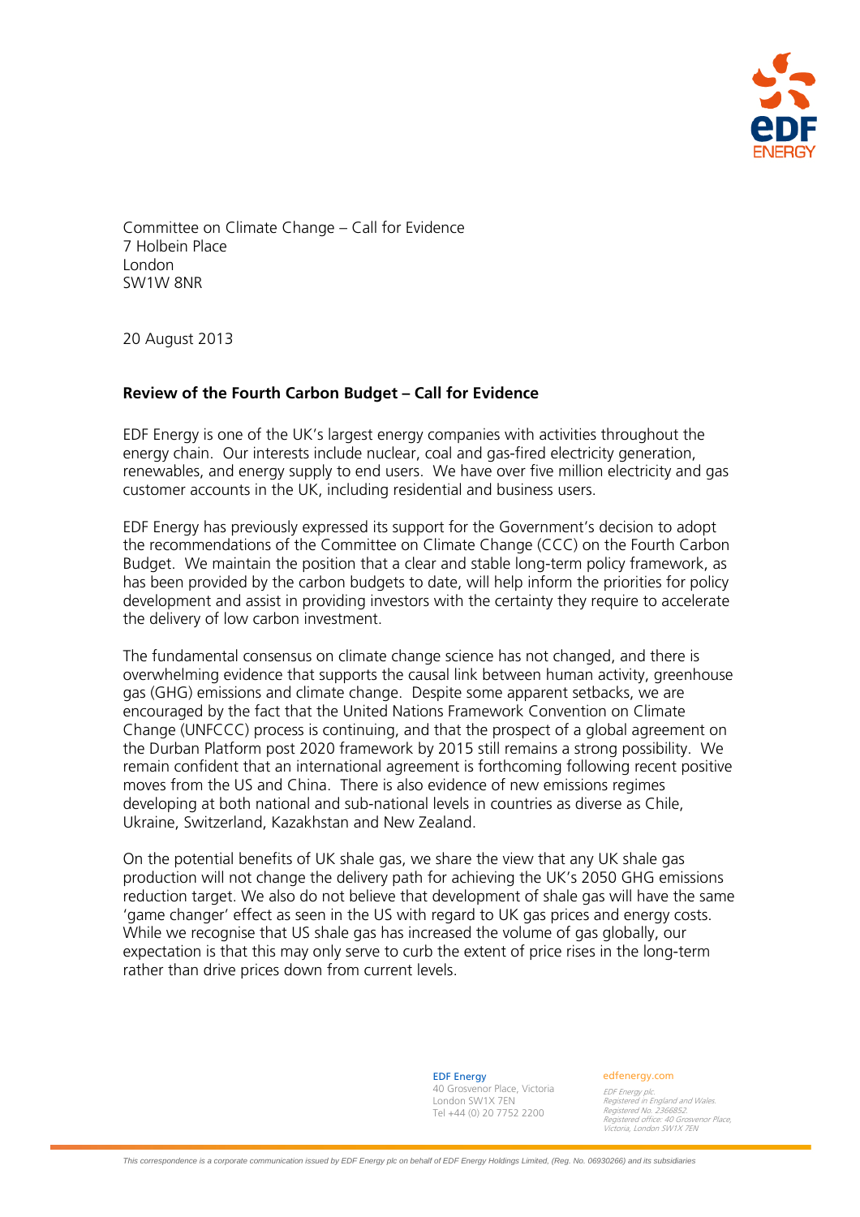Committee on Climate Change – Call for Evidence
7 Holbein Place
London
SW1W 8NR

20 August 2013

**Review of the Fourth Carbon Budget – Call for Evidence**

EDF Energy is one of the UK's largest energy companies with activities throughout the energy chain. Our interests include nuclear, coal and gas-fired electricity generation, renewables, and energy supply to end users. We have over five million electricity and gas customer accounts in the UK, including residential and business users.

EDF Energy has previously expressed its support for the Government's decision to adopt the recommendations of the Committee on Climate Change (CCC) on the Fourth Carbon Budget. We maintain the position that a clear and stable long-term policy framework, as has been provided by the carbon budgets to date, will help inform the priorities for policy development and assist in providing investors with the certainty they require to accelerate the delivery of low carbon investment.

The fundamental consensus on climate change science has not changed, and there is overwhelming evidence that supports the causal link between human activity, greenhouse gas (GHG) emissions and climate change. Despite some apparent setbacks, we are encouraged by the fact that the United Nations Framework Convention on Climate Change (UNFCCC) process is continuing, and that the prospect of a global agreement on the Durban Platform post 2020 framework by 2015 still remains a strong possibility. We remain confident that an international agreement is forthcoming following recent positive moves from the US and China. There is also evidence of new emissions regimes developing at both national and sub-national levels in countries as diverse as Chile, Ukraine, Switzerland, Kazakhstan and New Zealand.

On the potential benefits of UK shale gas, we share the view that any UK shale gas production will not change the delivery path for achieving the UK's 2050 GHG emissions reduction target. We also do not believe that development of shale gas will have the same 'game changer' effect as seen in the US with regard to UK gas prices and energy costs. While we recognise that US shale gas has increased the volume of gas globally, our expectation is that this may only serve to curb the extent of price rises in the long-term rather than drive prices down from current levels.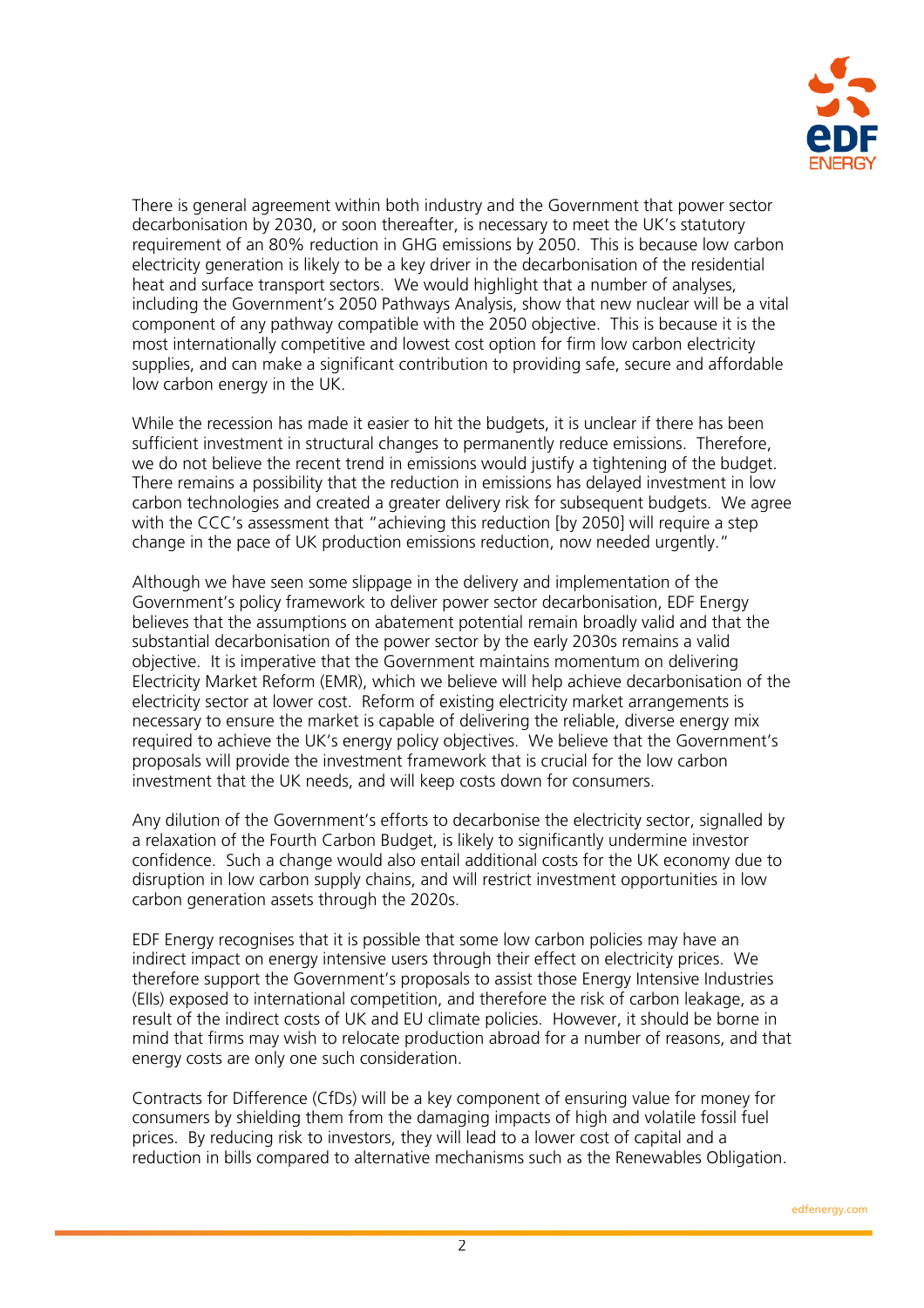There is general agreement within both industry and the Government that power sector decarbonisation by 2030, or soon thereafter, is necessary to meet the UK's statutory requirement of an 80% reduction in GHG emissions by 2050. This is because low carbon electricity generation is likely to be a key driver in the decarbonisation of the residential heat and surface transport sectors. We would highlight that a number of analyses, including the Government's 2050 Pathways Analysis, show that new nuclear will be a vital component of any pathway compatible with the 2050 objective. This is because it is the most internationally competitive and lowest cost option for firm low carbon electricity supplies, and can make a significant contribution to providing safe, secure and affordable low carbon energy in the UK.

While the recession has made it easier to hit the budgets, it is unclear if there has been sufficient investment in structural changes to permanently reduce emissions. Therefore, we do not believe the recent trend in emissions would justify a tightening of the budget. There remains a possibility that the reduction in emissions has delayed investment in low carbon technologies and created a greater delivery risk for subsequent budgets. We agree with the CCC's assessment that "achieving this reduction [by 2050] will require a step change in the pace of UK production emissions reduction, now needed urgently."

Although we have seen some slippage in the delivery and implementation of the Government's policy framework to deliver power sector decarbonisation, EDF Energy believes that the assumptions on abatement potential remain broadly valid and that the substantial decarbonisation of the power sector by the early 2030s remains a valid objective. It is imperative that the Government maintains momentum on delivering Electricity Market Reform (EMR), which we believe will help achieve decarbonisation of the electricity sector at lower cost. Reform of existing electricity market arrangements is necessary to ensure the market is capable of delivering the reliable, diverse energy mix required to achieve the UK's energy policy objectives. We believe that the Government's proposals will provide the investment framework that is crucial for the low carbon investment that the UK needs, and will keep costs down for consumers.

Any dilution of the Government's efforts to decarbonise the electricity sector, signalled by a relaxation of the Fourth Carbon Budget, is likely to significantly undermine investor confidence. Such a change would also entail additional costs for the UK economy due to disruption in low carbon supply chains, and will restrict investment opportunities in low carbon generation assets through the 2020s.

EDF Energy recognises that it is possible that some low carbon policies may have an indirect impact on energy intensive users through their effect on electricity prices. We therefore support the Government's proposals to assist those Energy Intensive Industries (EIIs) exposed to international competition, and therefore the risk of carbon leakage, as a result of the indirect costs of UK and EU climate policies. However, it should be borne in mind that firms may wish to relocate production abroad for a number of reasons, and that energy costs are only one such consideration.

Contracts for Difference (CfDs) will be a key component of ensuring value for money for consumers by shielding them from the damaging impacts of high and volatile fossil fuel prices. By reducing risk to investors, they will lead to a lower cost of capital and a reduction in bills compared to alternative mechanisms such as the Renewables Obligation.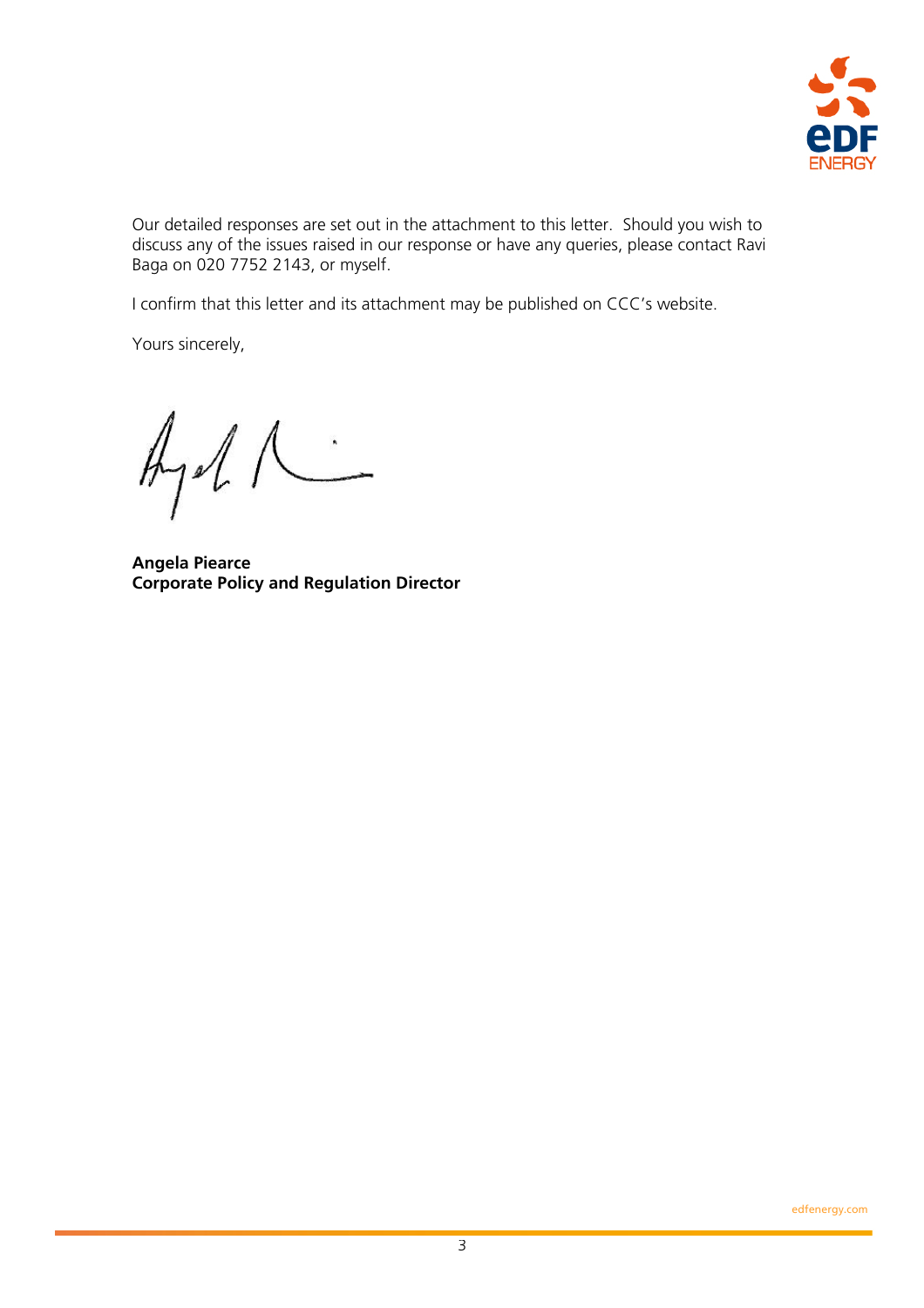Our detailed responses are set out in the attachment to this letter. Should you wish to discuss any of the issues raised in our response or have any queries, please contact Ravi Baga on 020 7752 2143, or myself.

I confirm that this letter and its attachment may be published on CCC's website.

Yours sincerely,

**Angela Piearce**
**Corporate Policy and Regulation Director**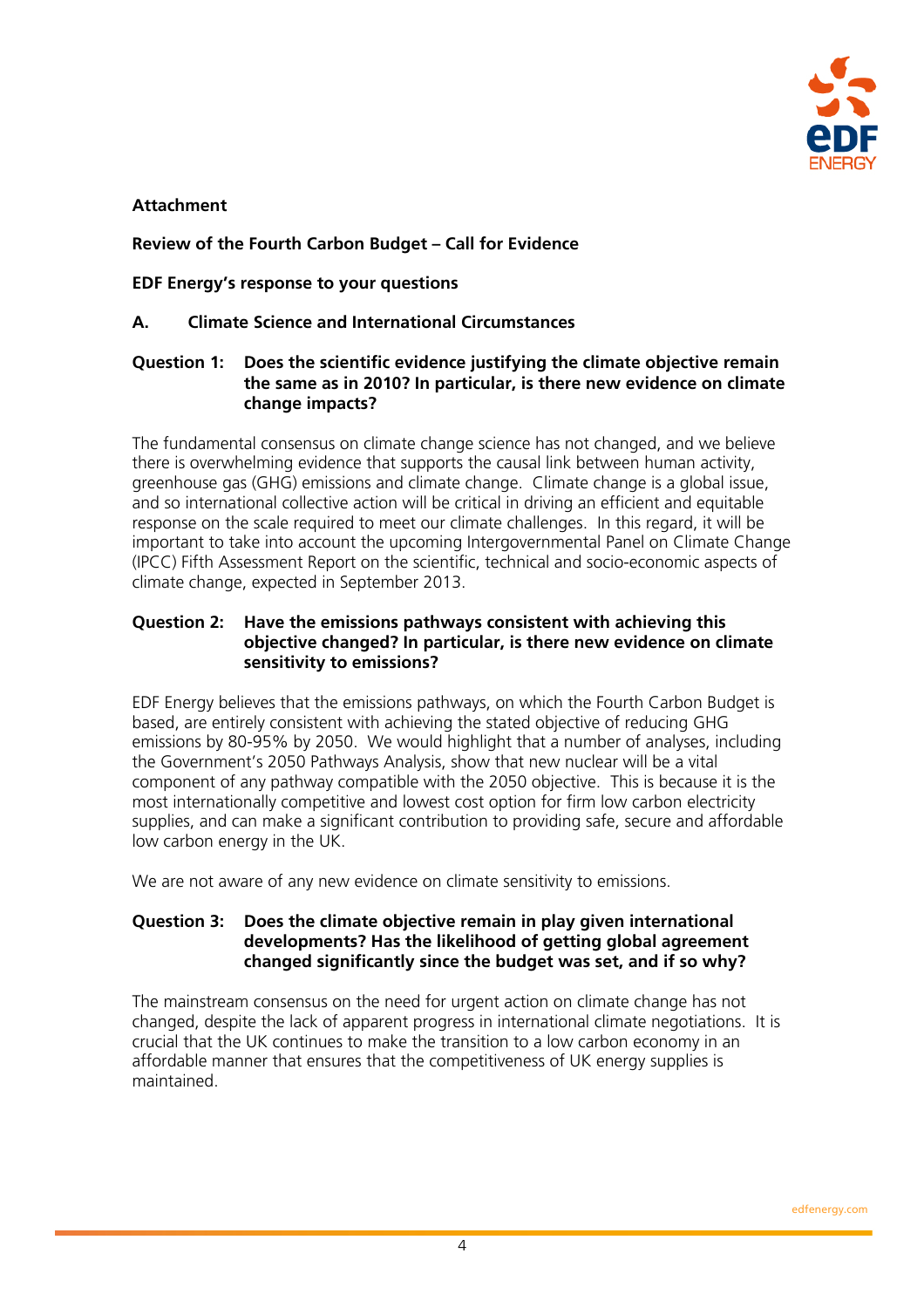**Attachment**

**Review of the Fourth Carbon Budget – Call for Evidence**

**EDF Energy's response to your questions**

## A. Climate Science and International Circumstances

**Question 1: Does the scientific evidence justifying the climate objective remain the same as in 2010? In particular, is there new evidence on climate change impacts?**

The fundamental consensus on climate change science has not changed, and we believe there is overwhelming evidence that supports the causal link between human activity, greenhouse gas (GHG) emissions and climate change. Climate change is a global issue, and so international collective action will be critical in driving an efficient and equitable response on the scale required to meet our climate challenges. In this regard, it will be important to take into account the upcoming Intergovernmental Panel on Climate Change (IPCC) Fifth Assessment Report on the scientific, technical and socio-economic aspects of climate change, expected in September 2013.

**Question 2: Have the emissions pathways consistent with achieving this objective changed? In particular, is there new evidence on climate sensitivity to emissions?**

EDF Energy believes that the emissions pathways, on which the Fourth Carbon Budget is based, are entirely consistent with achieving the stated objective of reducing GHG emissions by 80-95% by 2050. We would highlight that a number of analyses, including the Government's 2050 Pathways Analysis, show that new nuclear will be a vital component of any pathway compatible with the 2050 objective. This is because it is the most internationally competitive and lowest cost option for firm low carbon electricity supplies, and can make a significant contribution to providing safe, secure and affordable low carbon energy in the UK.

We are not aware of any new evidence on climate sensitivity to emissions.

**Question 3: Does the climate objective remain in play given international developments? Has the likelihood of getting global agreement changed significantly since the budget was set, and if so why?**

The mainstream consensus on the need for urgent action on climate change has not changed, despite the lack of apparent progress in international climate negotiations. It is crucial that the UK continues to make the transition to a low carbon economy in an affordable manner that ensures that the competitiveness of UK energy supplies is maintained.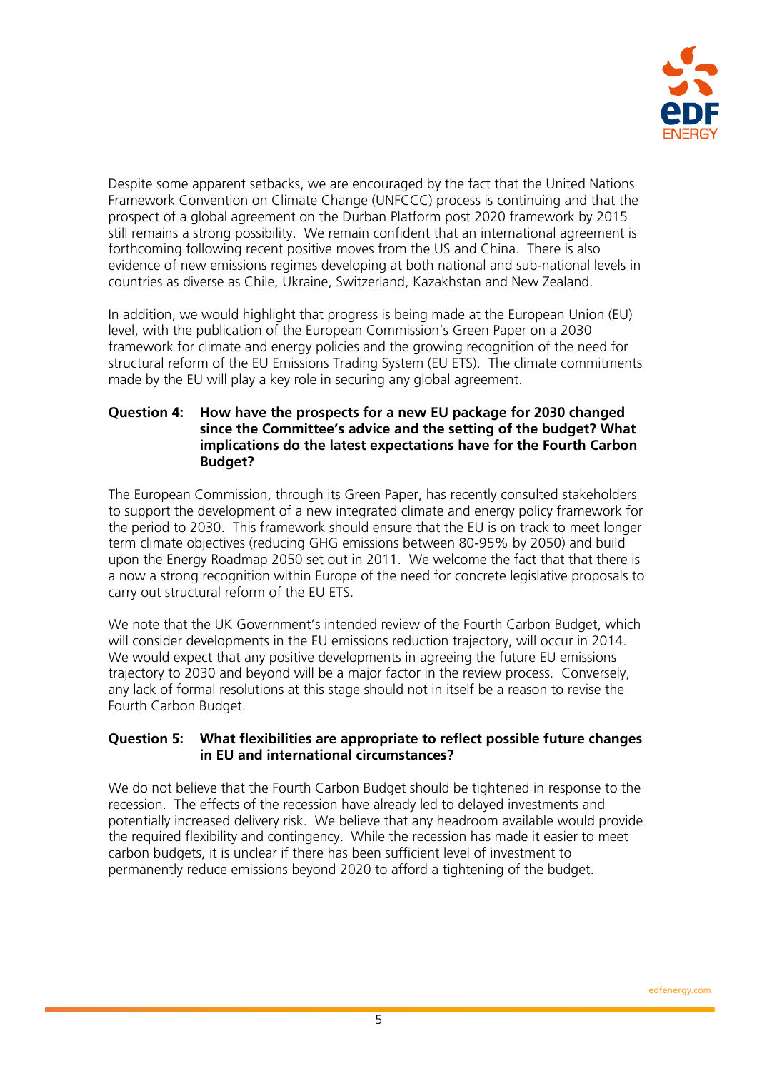Despite some apparent setbacks, we are encouraged by the fact that the United Nations Framework Convention on Climate Change (UNFCCC) process is continuing and that the prospect of a global agreement on the Durban Platform post 2020 framework by 2015 still remains a strong possibility. We remain confident that an international agreement is forthcoming following recent positive moves from the US and China. There is also evidence of new emissions regimes developing at both national and sub-national levels in countries as diverse as Chile, Ukraine, Switzerland, Kazakhstan and New Zealand.

In addition, we would highlight that progress is being made at the European Union (EU) level, with the publication of the European Commission's Green Paper on a 2030 framework for climate and energy policies and the growing recognition of the need for structural reform of the EU Emissions Trading System (EU ETS). The climate commitments made by the EU will play a key role in securing any global agreement.

**Question 4: How have the prospects for a new EU package for 2030 changed since the Committee's advice and the setting of the budget? What implications do the latest expectations have for the Fourth Carbon Budget?**

The European Commission, through its Green Paper, has recently consulted stakeholders to support the development of a new integrated climate and energy policy framework for the period to 2030. This framework should ensure that the EU is on track to meet longer term climate objectives (reducing GHG emissions between 80-95% by 2050) and build upon the Energy Roadmap 2050 set out in 2011. We welcome the fact that that there is a now a strong recognition within Europe of the need for concrete legislative proposals to carry out structural reform of the EU ETS.

We note that the UK Government's intended review of the Fourth Carbon Budget, which will consider developments in the EU emissions reduction trajectory, will occur in 2014. We would expect that any positive developments in agreeing the future EU emissions trajectory to 2030 and beyond will be a major factor in the review process. Conversely, any lack of formal resolutions at this stage should not in itself be a reason to revise the Fourth Carbon Budget.

**Question 5: What flexibilities are appropriate to reflect possible future changes in EU and international circumstances?**

We do not believe that the Fourth Carbon Budget should be tightened in response to the recession. The effects of the recession have already led to delayed investments and potentially increased delivery risk. We believe that any headroom available would provide the required flexibility and contingency. While the recession has made it easier to meet carbon budgets, it is unclear if there has been sufficient level of investment to permanently reduce emissions beyond 2020 to afford a tightening of the budget.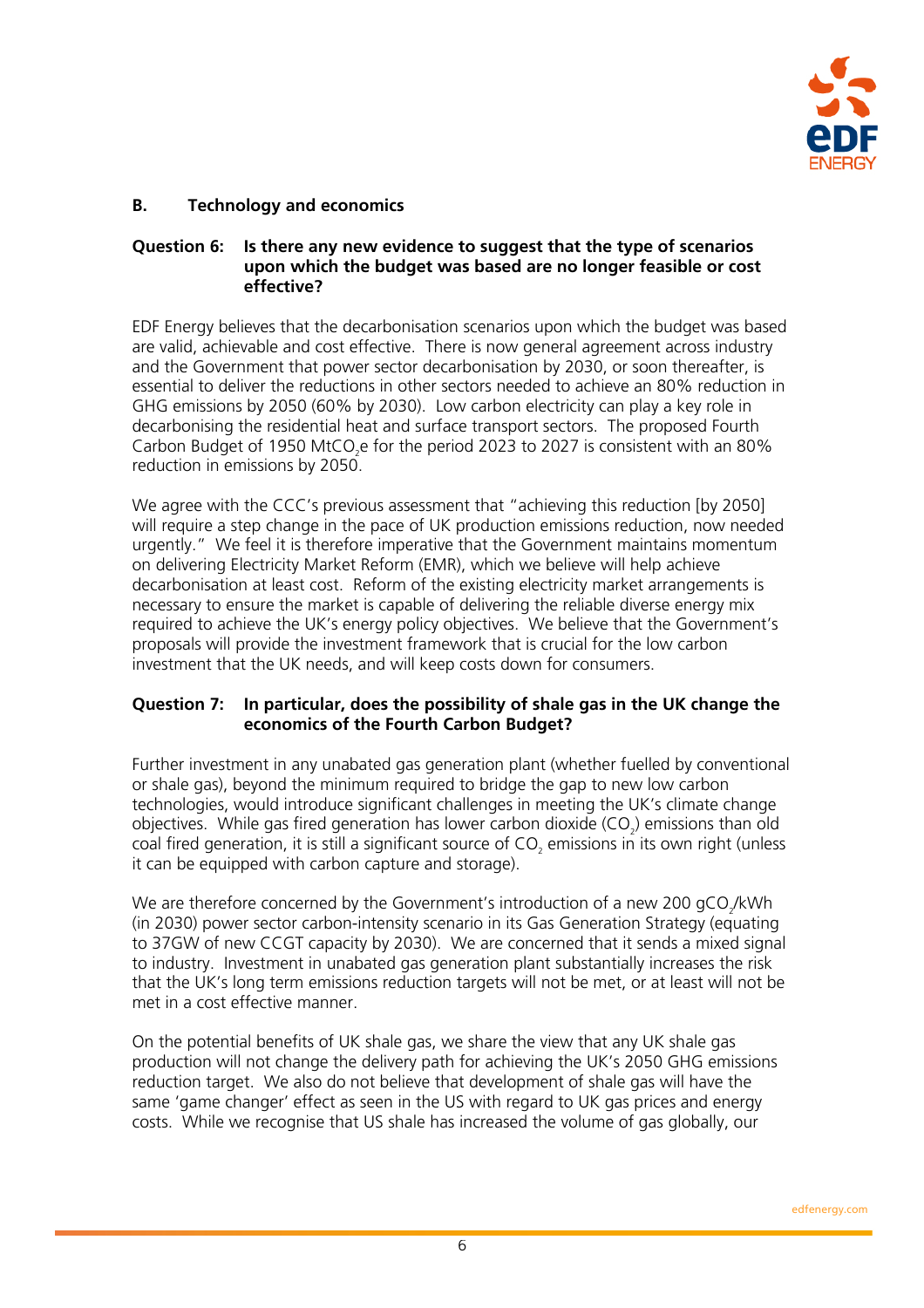## B. Technology and economics

**Question 6: Is there any new evidence to suggest that the type of scenarios upon which the budget was based are no longer feasible or cost effective?**

EDF Energy believes that the decarbonisation scenarios upon which the budget was based are valid, achievable and cost effective. There is now general agreement across industry and the Government that power sector decarbonisation by 2030, or soon thereafter, is essential to deliver the reductions in other sectors needed to achieve an 80% reduction in GHG emissions by 2050 (60% by 2030). Low carbon electricity can play a key role in decarbonising the residential heat and surface transport sectors. The proposed Fourth Carbon Budget of 1950 $MtCO_2e$ for the period 2023 to 2027 is consistent with an 80% reduction in emissions by 2050.

We agree with the CCC's previous assessment that "achieving this reduction [by 2050] will require a step change in the pace of UK production emissions reduction, now needed urgently." We feel it is therefore imperative that the Government maintains momentum on delivering Electricity Market Reform (EMR), which we believe will help achieve decarbonisation at least cost. Reform of the existing electricity market arrangements is necessary to ensure the market is capable of delivering the reliable diverse energy mix required to achieve the UK's energy policy objectives. We believe that the Government's proposals will provide the investment framework that is crucial for the low carbon investment that the UK needs, and will keep costs down for consumers.

**Question 7: In particular, does the possibility of shale gas in the UK change the economics of the Fourth Carbon Budget?**

Further investment in any unabated gas generation plant (whether fuelled by conventional or shale gas), beyond the minimum required to bridge the gap to new low carbon technologies, would introduce significant challenges in meeting the UK's climate change objectives. While gas fired generation has lower carbon dioxide ($CO_2$) emissions than old coal fired generation, it is still a significant source of $CO_2$ emissions in its own right (unless it can be equipped with carbon capture and storage).

We are therefore concerned by the Government's introduction of a new 200 $gCO_2/kWh$ (in 2030) power sector carbon-intensity scenario in its Gas Generation Strategy (equating to 37GW of new CCGT capacity by 2030). We are concerned that it sends a mixed signal to industry. Investment in unabated gas generation plant substantially increases the risk that the UK's long term emissions reduction targets will not be met, or at least will not be met in a cost effective manner.

On the potential benefits of UK shale gas, we share the view that any UK shale gas production will not change the delivery path for achieving the UK's 2050 GHG emissions reduction target. We also do not believe that development of shale gas will have the same 'game changer' effect as seen in the US with regard to UK gas prices and energy costs. While we recognise that US shale has increased the volume of gas globally, our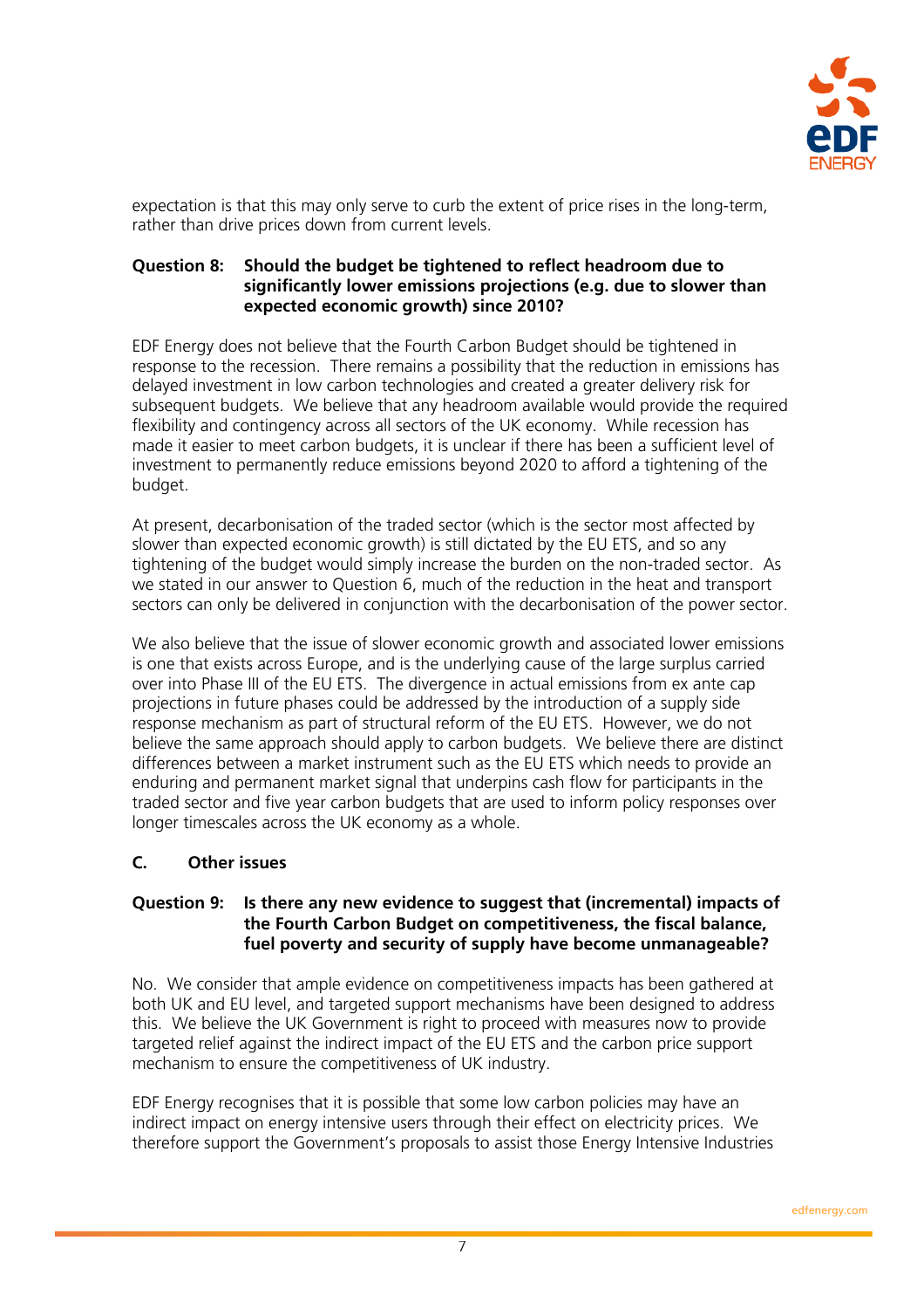expectation is that this may only serve to curb the extent of price rises in the long-term, rather than drive prices down from current levels.

**Question 8: Should the budget be tightened to reflect headroom due to significantly lower emissions projections (e.g. due to slower than expected economic growth) since 2010?**

EDF Energy does not believe that the Fourth Carbon Budget should be tightened in response to the recession. There remains a possibility that the reduction in emissions has delayed investment in low carbon technologies and created a greater delivery risk for subsequent budgets. We believe that any headroom available would provide the required flexibility and contingency across all sectors of the UK economy. While recession has made it easier to meet carbon budgets, it is unclear if there has been a sufficient level of investment to permanently reduce emissions beyond 2020 to afford a tightening of the budget.

At present, decarbonisation of the traded sector (which is the sector most affected by slower than expected economic growth) is still dictated by the EU ETS, and so any tightening of the budget would simply increase the burden on the non-traded sector. As we stated in our answer to Question 6, much of the reduction in the heat and transport sectors can only be delivered in conjunction with the decarbonisation of the power sector.

We also believe that the issue of slower economic growth and associated lower emissions is one that exists across Europe, and is the underlying cause of the large surplus carried over into Phase III of the EU ETS. The divergence in actual emissions from ex ante cap projections in future phases could be addressed by the introduction of a supply side response mechanism as part of structural reform of the EU ETS. However, we do not believe the same approach should apply to carbon budgets. We believe there are distinct differences between a market instrument such as the EU ETS which needs to provide an enduring and permanent market signal that underpins cash flow for participants in the traded sector and five year carbon budgets that are used to inform policy responses over longer timescales across the UK economy as a whole.

## C. Other issues

**Question 9: Is there any new evidence to suggest that (incremental) impacts of the Fourth Carbon Budget on competitiveness, the fiscal balance, fuel poverty and security of supply have become unmanageable?**

No. We consider that ample evidence on competitiveness impacts has been gathered at both UK and EU level, and targeted support mechanisms have been designed to address this. We believe the UK Government is right to proceed with measures now to provide targeted relief against the indirect impact of the EU ETS and the carbon price support mechanism to ensure the competitiveness of UK industry.

EDF Energy recognises that it is possible that some low carbon policies may have an indirect impact on energy intensive users through their effect on electricity prices. We therefore support the Government's proposals to assist those Energy Intensive Industries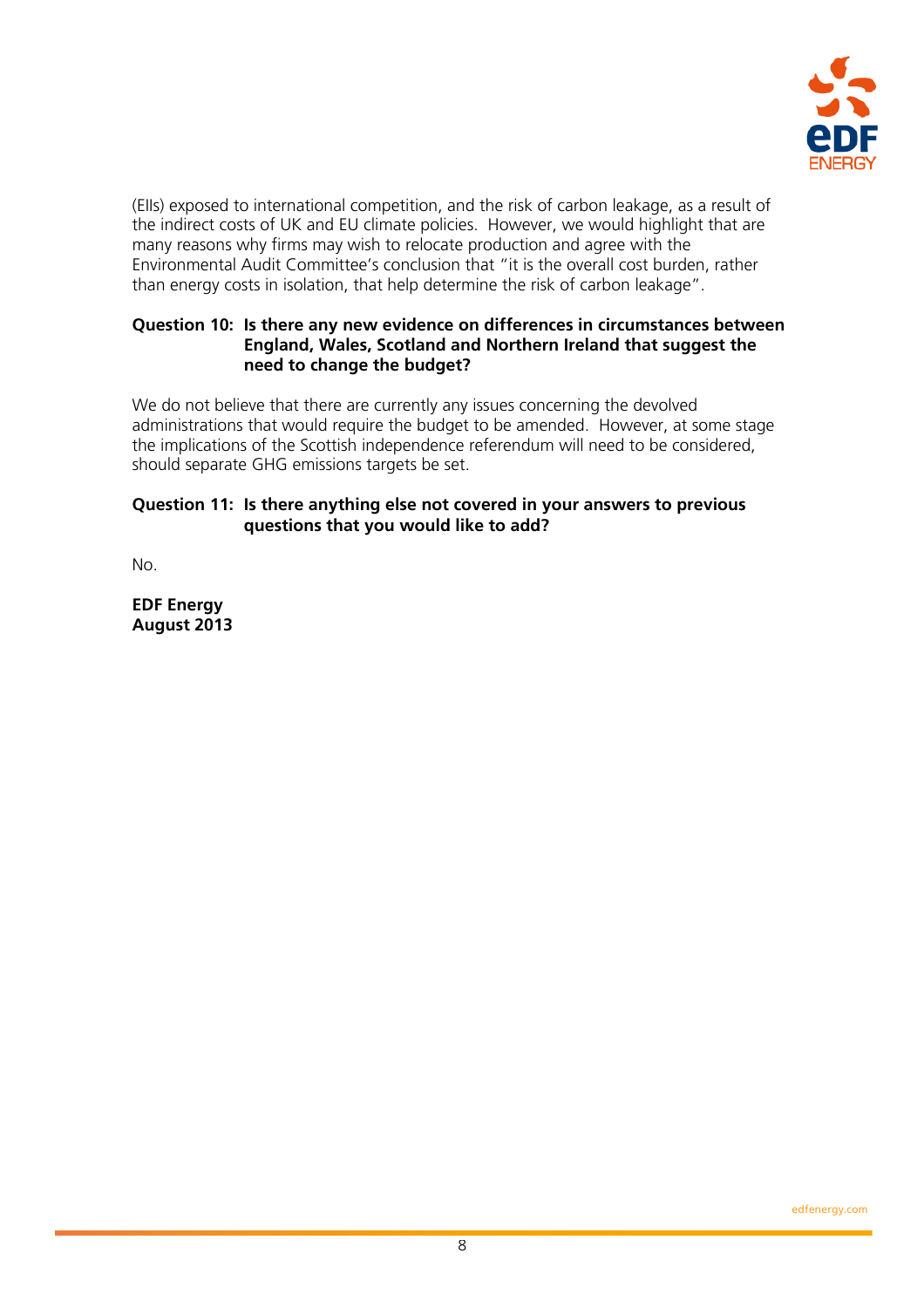(EIIs) exposed to international competition, and the risk of carbon leakage, as a result of the indirect costs of UK and EU climate policies. However, we would highlight that are many reasons why firms may wish to relocate production and agree with the Environmental Audit Committee's conclusion that "it is the overall cost burden, rather than energy costs in isolation, that help determine the risk of carbon leakage".

**Question 10: Is there any new evidence on differences in circumstances between England, Wales, Scotland and Northern Ireland that suggest the need to change the budget?**

We do not believe that there are currently any issues concerning the devolved administrations that would require the budget to be amended. However, at some stage the implications of the Scottish independence referendum will need to be considered, should separate GHG emissions targets be set.

**Question 11: Is there anything else not covered in your answers to previous questions that you would like to add?**

No.

**EDF Energy**
**August 2013**